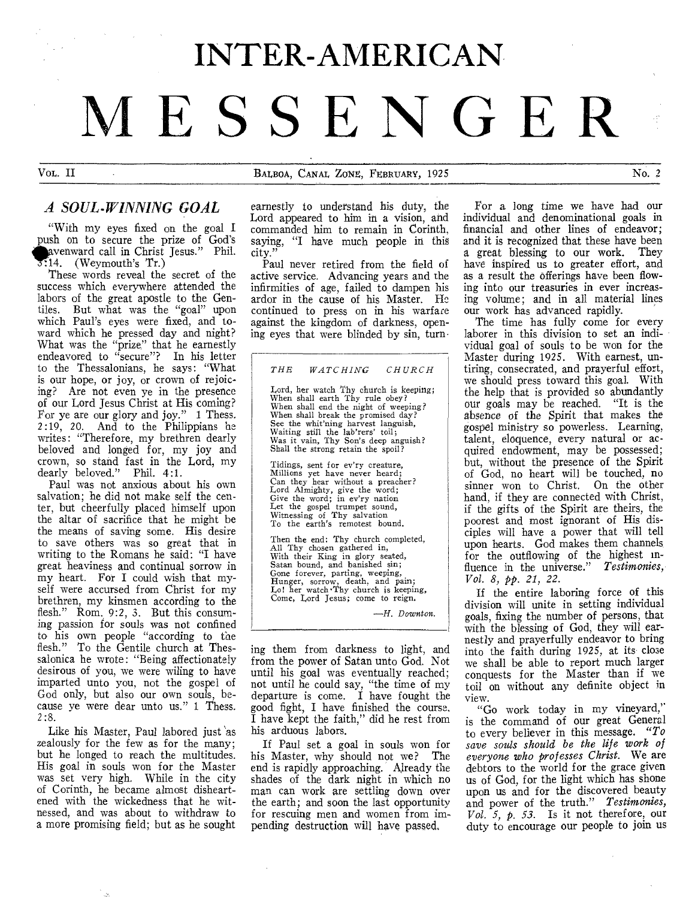# INTER-AMERICAN MESSENGER

VOL. II — BALBOA, CANAL ZONE, FEBRUARY, 1925 — No. 2

## *A SOUL-WINNING GOAL*

"With my eyes fixed on the goal I push on to secure the prize of God's heavenward call in Christ Jesus." Phil. 3:14. (Weymouth's Tr.)

These words reveal the secret of the success which everywhere attended the labors of the great apostle to the Gentiles. But what was the "goal" upon which Paul's eyes were fixed, and toward which he pressed day and night? What was the "prize" that he earnestly endeavored to "secure"? In his letter to the Thessalonians, he says: "What is our hope, or joy, or crown of rejoicing? Are not even ye in the presence of our Lord Jesus Christ at His coming? For ye are our glory and joy." 1 Thess. 2:19, 20. And to the Philippians he writes: "Therefore, my brethren dearly beloved and longed for, my joy and crown, so stand fast in the Lord, my dearly beloved." Phil. 4:1.

Paul was not anxious about his own salvation; he did not make self the center, but cheerfully placed himself upon the altar of sacrifice that he might be the means of saving some. His desire to save others was so great that in writing to the Romans he said: "I have great heaviness and continual sorrow in my heart. For I could wish that myself were accursed from Christ for my brethren, my kinsmen according to the flesh." Rom. 9:2, 3. But this consuming passion for souls was not confined to his own people "according to the flesh." To the Gentile church at Thessalonica he wrote: "Being affectionately desirous of you, we were wiling to have imparted unto you, not the gospel of God only, but also our own souls, because ye were dear unto us." 1 Thess. 2:8.

Like his Master, Paul labored just as zealously for the few as for the many; but he longed to reach the multitudes. His goal in souls won for the Master was set very high. While in the city of Corinth, he became almost disheartened with the wickedness that he witnessed, and was about to withdraw to a more promising field; but as he sought earnestly to understand his duty, the Lord appeared to him in a vision, and commanded him to remain in Corinth, saying, "I have much people in this city."

Paul never retired from the field of active service. Advancing years and the infirmities of age, failed to dampen his ardor in the cause of his Master. He continued to press on in his warfare against the kingdom of darkness, opening eyes that were blinded by sin, turning them from darkness to light, and from the power of Satan unto God. Not until his goal was eventually reached; not until he could say, "the time of my departure is come. I have fought the good fight, I have finished the course, I have kept the faith," did he rest from his arduous labors.

If Paul set a goal in souls won for his Master, why should not we? The end is rapidly approaching. Already the shades of the dark night in which no man can work are settling down over the earth; and soon the last opportunity for rescuing men and women from impending destruction will have passed.

> *THE WATCHING CHURCH*
>
> Lord, her watch Thy church is keeping;
> When shall earth Thy rule obey?
> When shall end the night of weeping?
> When shall break the promised day?
> See the whit'ning harvest languish,
> Waiting still the lab'rers' toil;
> Was it vain, Thy Son's deep anguish?
> Shall the strong retain the spoil?
>
> Tidings, sent for ev'ry creature,
> Millions yet have never heard;
> Can they hear without a preacher?
> Lord Almighty, give the word;
> Give the word; in ev'ry nation
> Let the gospel trumpet sound,
> Witnessing of Thy salvation
> To the earth's remotest bound.
>
> Then the end: Thy church completed,
> All Thy chosen gathered in,
> With their King in glory seated,
> Satan bound, and banished sin;
> Gone forever, parting, weeping,
> Hunger, sorrow, death, and pain;
> Lo! her watch Thy church is keeping,
> Come, Lord Jesus; come to reign.
>
> —*H. Downton.*

For a long time we have had our individual and denominational goals in financial and other lines of endeavor; and it is recognized that these have been a great blessing to our work. They have inspired us to greater effort, and as a result the offerings have been flowing into our treasuries in ever increasing volume; and in all material lines our work has advanced rapidly.

The time has fully come for every laborer in this division to set an individual goal of souls to be won for the Master during 1925. With earnest, untiring, consecrated, and prayerful effort, we should press toward this goal. With the help that is provided so abundantly our goals may be reached. "It is the absence of the Spirit that makes the gospel ministry so powerless. Learning, talent, eloquence, every natural or acquired endowment, may be possessed; but, without the presence of the Spirit of God, no heart will be touched, no sinner won to Christ. On the other hand, if they are connected with Christ, if the gifts of the Spirit are theirs, the poorest and most ignorant of His disciples will have a power that will tell upon hearts. God makes them channels for the outflowing of the highest influence in the universe." *Testimonies, Vol. 8, pp. 21, 22.*

If the entire laboring force of this division will unite in setting individual goals, fixing the number of persons, that with the blessing of God, they will earnestly and prayerfully endeavor to bring into the faith during 1925, at its close we shall be able to report much larger conquests for the Master than if we toil on without any definite object in view.

"Go work today in my vineyard," is the command of our great General to every believer in this message. *"To save souls should be the life work of everyone who professes Christ.* We are debtors to the world for the grace given us of God, for the light which has shone upon us and for the discovered beauty and power of the truth." *Testimonies, Vol. 5, p. 53.* Is it not therefore, our duty to encourage our people to join us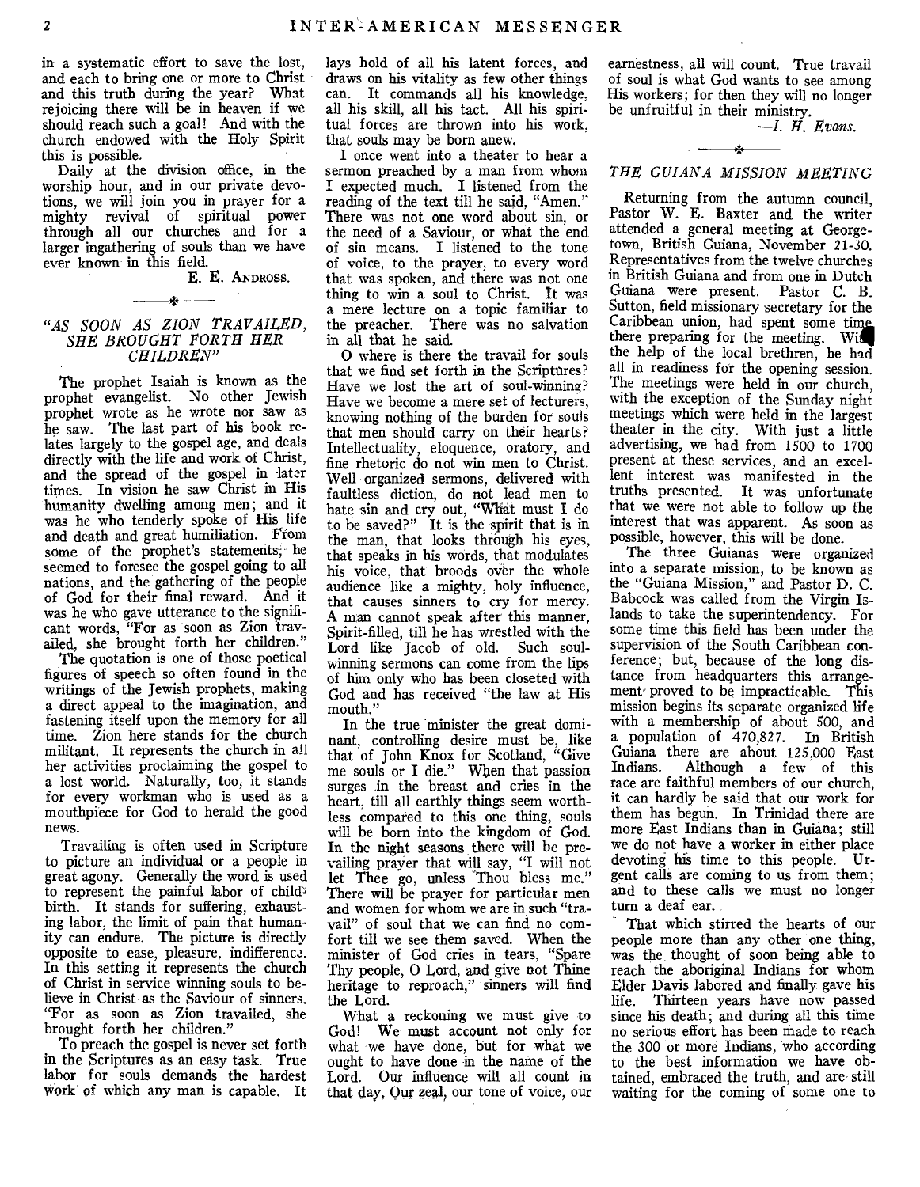in a systematic effort to save the lost, and each to bring one or more to Christ and this truth during the year? What rejoicing there will be in heaven if we should reach such a goal! And with the church endowed with the Holy Spirit this is possible.

Daily at the division office, in the worship hour, and in our private devotions, we will join you in prayer for a mighty revival of spiritual power through all our churches and for a larger ingathering of souls than we have ever known in this field.

E. E. ANDROSS.

## *"AS SOON AS ZION TRAVAILED, SHE BROUGHT FORTH HER CHILDREN"*

The prophet Isaiah is known as the prophet evangelist. No other Jewish prophet wrote as he wrote nor saw as he saw. The last part of his book relates largely to the gospel age, and deals directly with the life and work of Christ, and the spread of the gospel in later times. In vision he saw Christ in His humanity dwelling among men; and it was he who tenderly spoke of His life and death and great humiliation. From some of the prophet's statements, he seemed to foresee the gospel going to all nations, and the gathering of the people of God for their final reward. And it was he who gave utterance to the significant words, "For as soon as Zion travailed, she brought forth her children."

The quotation is one of those poetical figures of speech so often found in the writings of the Jewish prophets, making a direct appeal to the imagination, and fastening itself upon the memory for all time. Zion here stands for the church militant. It represents the church in all her activities proclaiming the gospel to a lost world. Naturally, too, it stands for every workman who is used as a mouthpiece for God to herald the good news.

Travailing is often used in Scripture to picture an individual or a people in great agony. Generally the word is used to represent the painful labor of childbirth. It stands for suffering, exhausting labor, the limit of pain that humanity can endure. The picture is directly opposite to ease, pleasure, indifference. In this setting it represents the church of Christ in service winning souls to believe in Christ as the Saviour of sinners. "For as soon as Zion travailed, she brought forth her children."

To preach the gospel is never set forth in the Scriptures as an easy task. True labor for souls demands the hardest work of which any man is capable. It lays hold of all his latent forces, and draws on his vitality as few other things can. It commands all his knowledge, all his skill, all his tact. All his spiritual forces are thrown into his work, that souls may be born anew.

I once went into a theater to hear a sermon preached by a man from whom I expected much. I listened from the reading of the text till he said, "Amen." There was not one word about sin, or the need of a Saviour, or what the end of sin means. I listened to the tone of voice, to the prayer, to every word that was spoken, and there was not one thing to win a soul to Christ. It was a mere lecture on a topic familiar to the preacher. There was no salvation in all that he said.

O where is there the travail for souls that we find set forth in the Scriptures? Have we lost the art of soul-winning? Have we become a mere set of lecturers, knowing nothing of the burden for souls that men should carry on their hearts? Intellectuality, eloquence, oratory, and fine rhetoric do not win men to Christ. Well organized sermons, delivered with faultless diction, do not lead men to hate sin and cry out, "What must I do to be saved?" It is the spirit that is in the man, that looks through his eyes, that speaks in his words, that modulates his voice, that broods over the whole audience like a mighty, holy influence, that causes sinners to cry for mercy. A man cannot speak after this manner, Spirit-filled, till he has wrestled with the Lord like Jacob of old. Such soul-winning sermons can come from the lips of him only who has been closeted with God and has received "the law at His mouth."

In the true minister the great dominant, controlling desire must be, like that of John Knox for Scotland, "Give me souls or I die." When that passion surges in the breast and cries in the heart, till all earthly things seem worthless compared to this one thing, souls will be born into the kingdom of God. In the night seasons there will be prevailing prayer that will say, "I will not let Thee go, unless Thou bless me." There will be prayer for particular men and women for whom we are in such "travail" of soul that we can find no comfort till we see them saved. When the minister of God cries in tears, "Spare Thy people, O Lord, and give not Thine heritage to reproach," sinners will find the Lord.

What a reckoning we must give to God! We must account not only for what we have done, but for what we ought to have done in the name of the Lord. Our influence will all count in that day. Our zeal, our tone of voice, our earnestness, all will count. True travail of soul is what God wants to see among His workers; for then they will no longer be unfruitful in their ministry.

—*I. H. Evans.*

## *THE GUIANA MISSION MEETING*

Returning from the autumn council, Pastor W. E. Baxter and the writer attended a general meeting at Georgetown, British Guiana, November 21-30. Representatives from the twelve churches in British Guiana and from one in Dutch Guiana were present. Pastor C. B. Sutton, field missionary secretary for the Caribbean union, had spent some time there preparing for the meeting. With the help of the local brethren, he had all in readiness for the opening session. The meetings were held in our church, with the exception of the Sunday night meetings which were held in the largest theater in the city. With just a little advertising, we had from 1500 to 1700 present at these services, and an excellent interest was manifested in the truths presented. It was unfortunate that we were not able to follow up the interest that was apparent. As soon as possible, however, this will be done.

The three Guianas were organized into a separate mission, to be known as the "Guiana Mission," and Pastor D. C. Babcock was called from the Virgin Islands to take the superintendency. For some time this field has been under the supervision of the South Caribbean conference; but, because of the long distance from headquarters this arrangement proved to be impracticable. This mission begins its separate organized life with a membership of about 500, and a population of 470,827. In British Guiana there are about 125,000 East Indians. Although a few of this race are faithful members of our church, it can hardly be said that our work for them has begun. In Trinidad there are more East Indians than in Guiana; still we do not have a worker in either place devoting his time to this people. Urgent calls are coming to us from them; and to these calls we must no longer turn a deaf ear.

That which stirred the hearts of our people more than any other one thing, was the thought of soon being able to reach the aboriginal Indians for whom Elder Davis labored and finally gave his life. Thirteen years have now passed since his death; and during all this time no serious effort has been made to reach the 300 or more Indians, who according to the best information we have obtained, embraced the truth, and are still waiting for the coming of some one to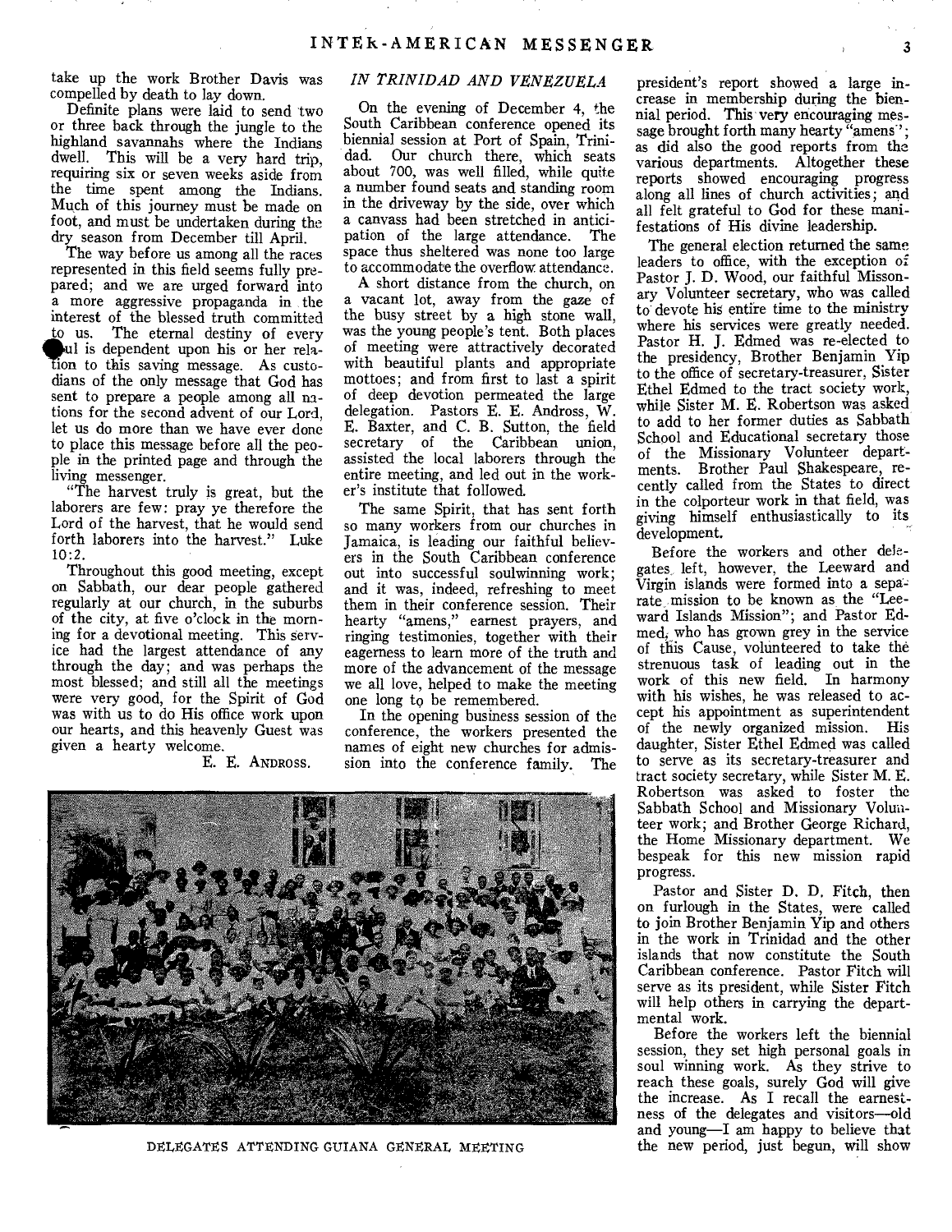take up the work Brother Davis was compelled by death to lay down.

Definite plans were laid to send two or three back through the jungle to the highland savannahs where the Indians dwell. This will be a very hard trip, requiring six or seven weeks aside from the time spent among the Indians. Much of this journey must be made on foot, and must be undertaken during the dry season from December till April.

The way before us among all the races represented in this field seems fully prepared; and we are urged forward into a more aggressive propaganda in the interest of the blessed truth committed to us. The eternal destiny of every soul is dependent upon his or her relation to this saving message. As custodians of the only message that God has sent to prepare a people among all nations for the second advent of our Lord, let us do more than we have ever done to place this message before all the people in the printed page and through the living messenger.

"The harvest truly is great, but the laborers are few: pray ye therefore the Lord of the harvest, that he would send forth laborers into the harvest." Luke 10:2.

Throughout this good meeting, except on Sabbath, our dear people gathered regularly at our church, in the suburbs of the city, at five o'clock in the morning for a devotional meeting. This service had the largest attendance of any through the day; and was perhaps the most blessed; and still all the meetings were very good, for the Spirit of God was with us to do His office work upon our hearts, and this heavenly Guest was given a hearty welcome.

E. E. ANDROSS.

## *IN TRINIDAD AND VENEZUELA*

On the evening of December 4, the South Caribbean conference opened its biennial session at Port of Spain, Trinidad. Our church there, which seats about 700, was well filled, while quite a number found seats and standing room in the driveway by the side, over which a canvass had been stretched in anticipation of the large attendance. The space thus sheltered was none too large to accommodate the overflow attendance.

A short distance from the church, on a vacant lot, away from the gaze of the busy street by a high stone wall, was the young people's tent. Both places of meeting were attractively decorated with beautiful plants and appropriate mottoes; and from first to last a spirit of deep devotion permeated the large delegation. Pastors E. E. Andross, W. E. Baxter, and C. B. Sutton, the field secretary of the Caribbean union, assisted the local laborers through the entire meeting, and led out in the worker's institute that followed.

The same Spirit, that has sent forth so many workers from our churches in Jamaica, is leading our faithful believers in the South Caribbean conference out into successful soulwinning work; and it was, indeed, refreshing to meet them in their conference session. Their hearty "amens," earnest prayers, and ringing testimonies, together with their eagerness to learn more of the truth and more of the advancement of the message we all love, helped to make the meeting one long to be remembered.

In the opening business session of the conference, the workers presented the names of eight new churches for admission into the conference family. The president's report showed a large increase in membership during the biennial period. This very encouraging message brought forth many hearty "amens"; as did also the good reports from the various departments. Altogether these reports showed encouraging progress along all lines of church activities; and all felt grateful to God for these manifestations of His divine leadership.

The general election returned the same leaders to office, with the exception of Pastor J. D. Wood, our faithful Missionary Volunteer secretary, who was called to devote his entire time to the ministry where his services were greatly needed. Pastor H. J. Edmed was re-elected to the presidency, Brother Benjamin Yip to the office of secretary-treasurer, Sister Ethel Edmed to the tract society work, while Sister M. E. Robertson was asked to add to her former duties as Sabbath School and Educational secretary those of the Missionary Volunteer departments. Brother Paul Shakespeare, recently called from the States to direct in the colporteur work in that field, was giving himself enthusiastically to its development.

Before the workers and other delegates left, however, the Leeward and Virgin islands were formed into a separate mission to be known as the "Leeward Islands Mission"; and Pastor Edmed, who has grown grey in the service of this Cause, volunteered to take the strenuous task of leading out in the work of this new field. In harmony with his wishes, he was released to accept his appointment as superintendent of the newly organized mission. His daughter, Sister Ethel Edmed was called to serve as its secretary-treasurer and tract society secretary, while Sister M. E. Robertson was asked to foster the Sabbath School and Missionary Volunteer work; and Brother George Richard, the Home Missionary department. We bespeak for this new mission rapid progress.

Pastor and Sister D. D. Fitch, then on furlough in the States, were called to join Brother Benjamin Yip and others in the work in Trinidad and the other islands that now constitute the South Caribbean conference. Pastor Fitch will serve as its president, while Sister Fitch will help others in carrying the departmental work.

Before the workers left the biennial session, they set high personal goals in soul winning work. As they strive to reach these goals, surely God will give the increase. As I recall the earnestness of the delegates and visitors—old and young—I am happy to believe that the new period, just begun, will show

DELEGATES ATTENDING GUIANA GENERAL MEETING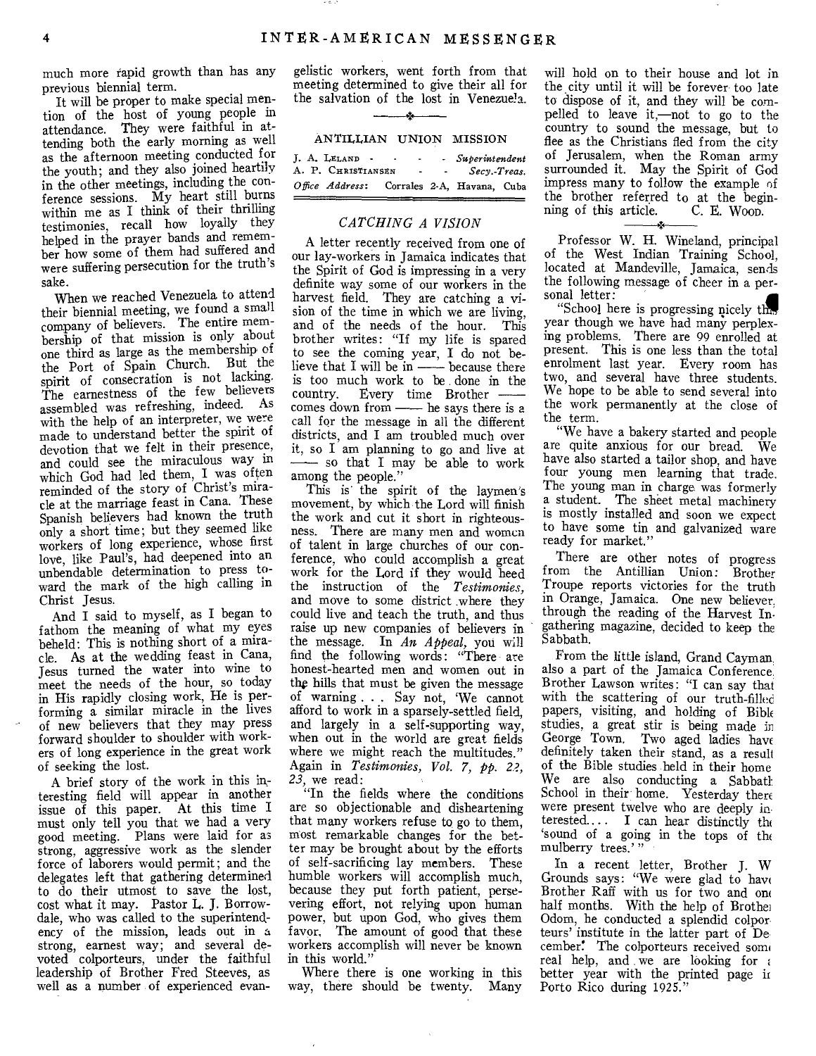much more rapid growth than has any previous biennial term.

It will be proper to make special mention of the host of young people in attendance. They were faithful in attending both the early morning as well as the afternoon meeting conducted for the youth; and they also joined heartily in the other meetings, including the conference sessions. My heart still burns within me as I think of their thrilling testimonies, recall how loyally they helped in the prayer bands and remember how some of them had suffered and were suffering persecution for the truth's sake.

When we reached Venezuela to attend their biennial meeting, we found a small company of believers. The entire membership of that mission is only about one third as large as the membership of the Port of Spain Church. But the spirit of consecration is not lacking. The earnestness of the few believers assembled was refreshing, indeed. As with the help of an interpreter, we were made to understand better the spirit of devotion that we felt in their presence, and could see the miraculous way in which God had led them, I was often reminded of the story of Christ's miracle at the marriage feast in Cana. These Spanish believers had known the truth only a short time; but they seemed like workers of long experience, whose first love, like Paul's, had deepened into an unbendable determination to press toward the mark of the high calling in Christ Jesus.

And I said to myself, as I began to fathom the meaning of what my eyes beheld: This is nothing short of a miracle. As at the wedding feast in Cana, Jesus turned the water into wine to meet the needs of the hour, so today in His rapidly closing work, He is performing a similar miracle in the lives of new believers that they may press forward shoulder to shoulder with workers of long experience in the great work of seeking the lost.

A brief story of the work in this interesting field will appear in another issue of this paper. At this time I must only tell you that we had a very good meeting. Plans were laid for as strong, aggressive work as the slender force of laborers would permit; and the delegates left that gathering determined to do their utmost to save the lost, cost what it may. Pastor L. J. Borrowdale, who was called to the superintendency of the mission, leads out in a strong, earnest way; and several devoted colporteurs, under the faithful leadership of Brother Fred Steeves, as well as a number of experienced evangelistic workers, went forth from that meeting determined to give their all for the salvation of the lost in Venezuela.

## ANTILLIAN UNION MISSION

J. A. LELAND - - - - *Superintendent*
A. P. CHRISTIANSEN - - *Secy.-Treas.*
*Office Address*: Corrales 2-A, Havana, Cuba

### *CATCHING A VISION*

A letter recently received from one of our lay-workers in Jamaica indicates that the Spirit of God is impressing in a very definite way some of our workers in the harvest field. They are catching a vision of the time in which we are living, and of the needs of the hour. This brother writes: "If my life is spared to see the coming year, I do not believe that I will be in —— because there is too much work to be done in the country. Every time Brother —— comes down from —— he says there is a call for the message in all the different districts, and I am troubled much over it, so I am planning to go and live at —— so that I may be able to work among the people."

This is the spirit of the laymen's movement, by which the Lord will finish the work and cut it short in righteousness. There are many men and women of talent in large churches of our conference, who could accomplish a great work for the Lord if they would heed the instruction of the *Testimonies*, and move to some district where they could live and teach the truth, and thus raise up new companies of believers in the message. In *An Appeal*, you will find the following words: "There are honest-hearted men and women out in the hills that must be given the message of warning . . . Say not, 'We cannot afford to work in a sparsely-settled field, and largely in a self-supporting way, when out in the world are great fields where we might reach the multitudes." Again in *Testimonies, Vol. 7, pp. 22, 23*, we read:

"In the fields where the conditions are so objectionable and disheartening that many workers refuse to go to them, most remarkable changes for the better may be brought about by the efforts of self-sacrificing lay members. These humble workers will accomplish much, because they put forth patient, persevering effort, not relying upon human power, but upon God, who gives them favor. The amount of good that these workers accomplish will never be known in this world."

Where there is one working in this way, there should be twenty. Many will hold on to their house and lot in the city until it will be forever too late to dispose of it, and they will be compelled to leave it,—not to go to the country to sound the message, but to flee as the Christians fled from the city of Jerusalem, when the Roman army surrounded it. May the Spirit of God impress many to follow the example of the brother referred to at the beginning of this article. C. E. WOOD.

Professor W. H. Wineland, principal of the West Indian Training School, located at Mandeville, Jamaica, sends the following message of cheer in a personal letter:

"School here is progressing nicely this year though we have had many perplexing problems. There are 99 enrolled at present. This is one less than the total enrolment last year. Every room has two, and several have three students. We hope to be able to send several into the work permanently at the close of the term.

"We have a bakery started and people are quite anxious for our bread. We have also started a tailor shop, and have four young men learning that trade. The young man in charge was formerly a student. The sheet metal machinery is mostly installed and soon we expect to have some tin and galvanized ware ready for market."

There are other notes of progress from the Antillian Union: Brother Troupe reports victories for the truth in Orange, Jamaica. One new believer, through the reading of the Harvest Ingathering magazine, decided to keep the Sabbath.

From the little island, Grand Cayman, also a part of the Jamaica Conference, Brother Lawson writes: "I can say that with the scattering of our truth-filled papers, visiting, and holding of Bible studies, a great stir is being made in George Town. Two aged ladies have definitely taken their stand, as a result of the Bible studies held in their home. We are also conducting a Sabbath School in their home. Yesterday there were present twelve who are deeply interested.... I can hear distinctly the 'sound of a going in the tops of the mulberry trees.'"

In a recent letter, Brother J. W. Grounds says: "We were glad to have Brother Raff with us for two and one half months. With the help of Brother Odom, he conducted a splendid colporteurs' institute in the latter part of December. The colporteurs received some real help, and we are looking for a better year with the printed page in Porto Rico during 1925."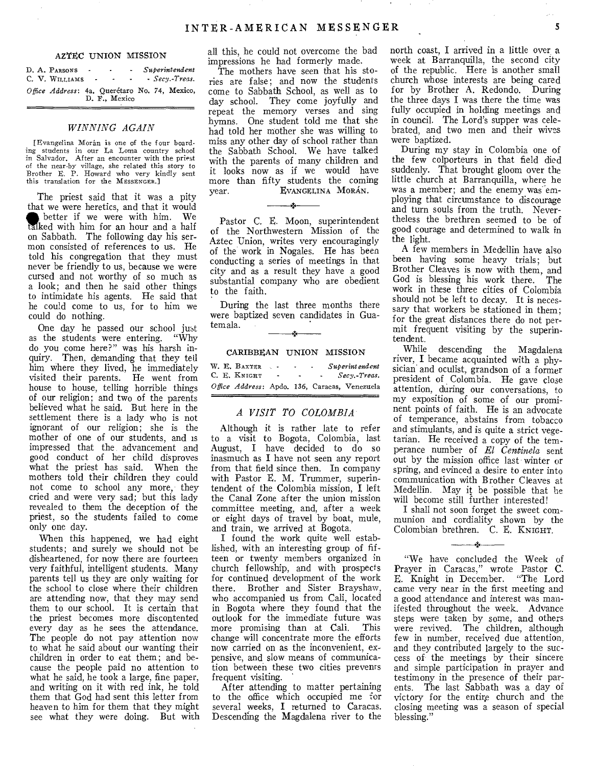## AZTEC UNION MISSION

D. A. PARSONS - - - *Superintendent*
C. V. WILLIAMS - - - - *Secy.-Treas.*

*Office Address*: 4a. Querétaro No. 74, Mexico, D. F., Mexico

### *WINNING AGAIN*

[Evangelina Morán is one of the four boarding students in our La Loma country school in Salvador. After an encounter with the priest of the near-by village, she related this story to Brother E. P. Howard who very kindly sent this translation for the MESSENGER.]

The priest said that it was a pity that we were heretics, and that it would be better if we were with him. We talked with him for an hour and a half on Sabbath. The following day his sermon consisted of references to us. He told his congregation that they must never be friendly to us, because we were cursed and not worthy of so much as a look; and then he said other things to intimidate his agents. He said that he could come to us, for to him we could do nothing.

One day he passed our school just as the students were entering. "Why do you come here?" was his harsh inquiry. Then, demanding that they tell him where they lived, he immediately visited their parents. He went from house to house, telling horrible things of our religion; and two of the parents believed what he said. But here in the settlement there is a lady who is not ignorant of our religion; she is the mother of one of our students, and is impressed that the advancement and good conduct of her child disproves what the priest has said. When the mothers told their children they could not come to school any more, they cried and were very sad; but this lady revealed to them the deception of the priest, so the students failed to come only one day.

When this happened, we had eight students; and surely we should not be disheartened, for now there are fourteen very faithful, intelligent students. Many parents tell us they are only waiting for the school to close where their children are attending now, that they may send them to our school. It is certain that the priest becomes more discontented every day as he sees the attendance. The people do not pay attention now to what he said about our wanting their children in order to eat them; and because the people paid no attention to what he said, he took a large, fine paper, and writing on it with red ink, he told them that God had sent this letter from heaven to him for them that they might see what they were doing. But with all this, he could not overcome the bad impressions he had formerly made.

The mothers have seen that his stories are false; and now the students come to Sabbath School, as well as to day school. They come joyfully and repeat the memory verses and sing hymns. One student told me that she had told her mother she was willing to miss any other day of school rather than the Sabbath School. We have talked with the parents of many children and it looks now as if we would have more than fifty students the coming year. EVANGELINA MORÁN.

---

Pastor C. E. Moon, superintendent of the Northwestern Mission of the Aztec Union, writes very encouragingly of the work in Nogales. He has been conducting a series of meetings in that city and as a result they have a good substantial company who are obedient to the faith.

During the last three months there were baptized seven candidates in Guatemala.

---

## CARIBBEAN UNION MISSION

W. E. BAXTER - - - *Superintendent*
C. E. KNIGHT - - - *Secy.-Treas.*

*Office Address*: Apdo. 136, Caracas, Venezuela

### *A VISIT TO COLOMBIA*

Although it is rather late to refer to a visit to Bogota, Colombia, last August, I have decided to do so inasmuch as I have not seen any report from that field since then. In company with Pastor E. M. Trummer, superintendent of the Colombia mission, I left the Canal Zone after the union mission committee meeting, and, after a week or eight days of travel by boat, mule, and train, we arrived at Bogota.

I found the work quite well established, with an interesting group of fifteen or twenty members organized in church fellowship, and with prospects for continued development of the work there. Brother and Sister Brayshaw, who accompanied us from Cali, located in Bogota where they found that the outlook for the immediate future was more promising than at Cali. This change will concentrate more the efforts now carried on as the inconvenient, expensive, and slow means of communication between these two cities prevents frequent visiting.

After attending to matter pertaining to the office which occupied me for several weeks, I returned to Caracas. Descending the Magdalena river to the north coast, I arrived in a little over a week at Barranquilla, the second city of the republic. Here is another small church whose interests are being cared for by Brother A. Redondo. During the three days I was there the time was fully occupied in holding meetings and in council. The Lord's supper was celebrated, and two men and their wives were baptized.

During my stay in Colombia one of the few colporteurs in that field died suddenly. That brought gloom over the little church at Barranquilla, where he was a member; and the enemy was employing that circumstance to discourage and turn souls from the truth. Nevertheless the brethren seemed to be of good courage and determined to walk in the light.

A few members in Medellin have also been having some heavy trials; but Brother Cleaves is now with them, and God is blessing his work there. The work in these three cities of Colombia should not be left to decay. It is necessary that workers be stationed in them; for the great distances there do not permit frequent visiting by the superintendent.

While descending the Magdalena river, I became acquainted with a physician and oculist, grandson of a former president of Colombia. He gave close attention, during our conversations, to my exposition of some of our prominent points of faith. He is an advocate of temperance, abstains from tobacco and stimulants, and is quite a strict vegetarian. He received a copy of the temperance number of *El Centinela* sent out by the mission office last winter or spring, and evinced a desire to enter into communication with Brother Cleaves at Medellin. May it be possible that he will become still further interested!

I shall not soon forget the sweet communion and cordiality shown by the Colombian brethren. C. E. KNIGHT.

---

"We have concluded the Week of Prayer in Caracas," wrote Pastor C. E. Knight in December. "The Lord came very near in the first meeting and a good attendance and interest was manifested throughout the week. Advance steps were taken by some, and others were revived. The children, although few in number, received due attention, and they contributed largely to the success of the meetings by their sincere and simple participation in prayer and testimony in the presence of their parents. The last Sabbath was a day of victory for the entire church and the closing meeting was a season of special blessing."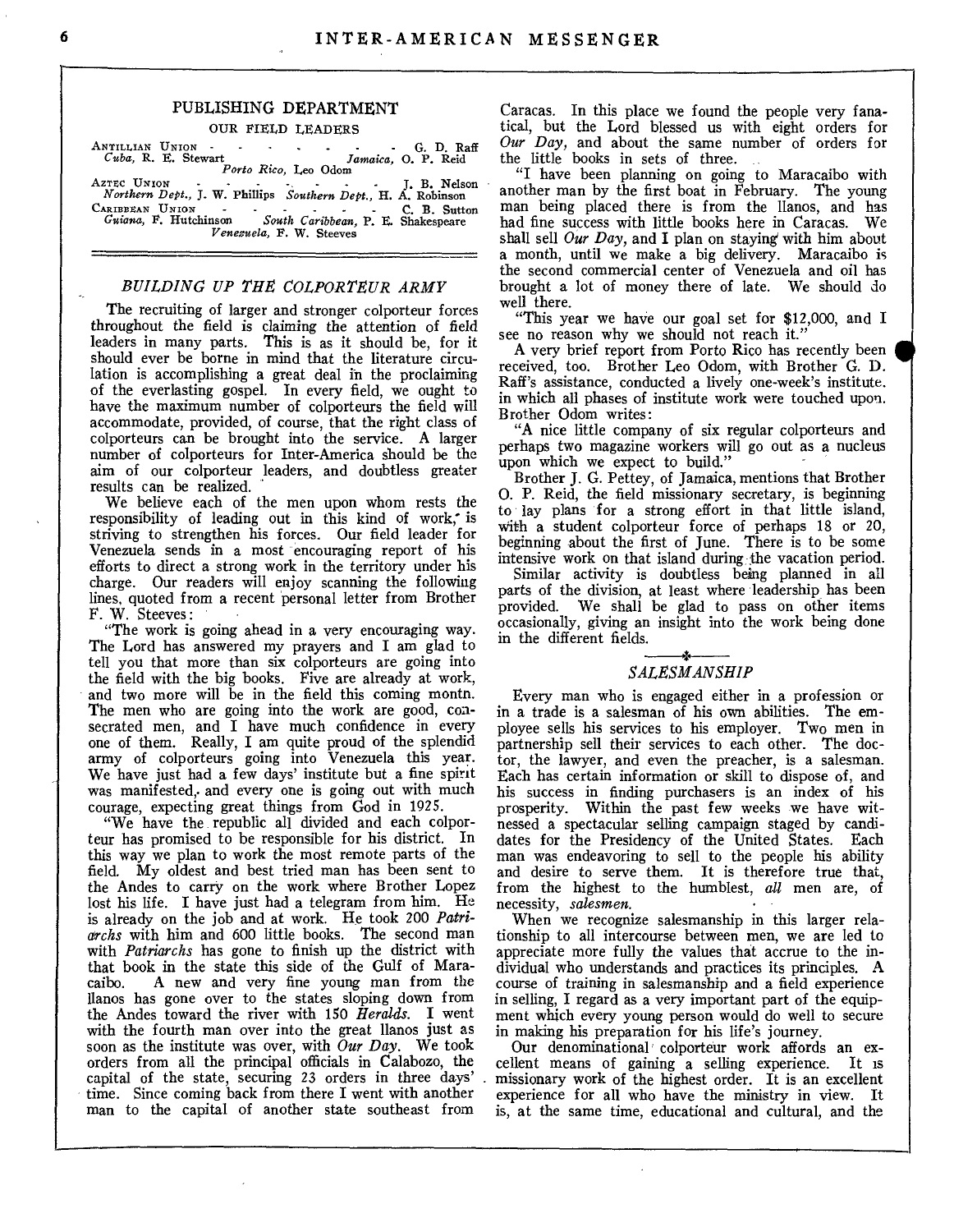## PUBLISHING DEPARTMENT

OUR FIELD LEADERS

ANTILLIAN UNION - - - - - - - G. D. Raff
*Cuba*, R. E. Stewart *Jamaica*, O. P. Reid
*Porto Rico*, Leo Odom

AZTEC UNION - - - - - - - J. B. Nelson
*Northern Dept.*, J. W. Phillips *Southern Dept.*, H. A. Robinson

CARIBBEAN UNION - - - - - - - C. B. Sutton
*Guiana*, F. Hutchinson *South Caribbean*, P. E. Shakespeare
*Venezuela*, F. W. Steeves

### *BUILDING UP THE COLPORTEUR ARMY*

The recruiting of larger and stronger colporteur forces throughout the field is claiming the attention of field leaders in many parts. This is as it should be, for it should ever be borne in mind that the literature circulation is accomplishing a great deal in the proclaiming of the everlasting gospel. In every field, we ought to have the maximum number of colporteurs the field will accommodate, provided, of course, that the right class of colporteurs can be brought into the service. A larger number of colporteurs for Inter-America should be the aim of our colporteur leaders, and doubtless greater results can be realized.

We believe each of the men upon whom rests the responsibility of leading out in this kind of work, is striving to strengthen his forces. Our field leader for Venezuela sends in a most encouraging report of his efforts to direct a strong work in the territory under his charge. Our readers will enjoy scanning the following lines, quoted from a recent personal letter from Brother F. W. Steeves:

"The work is going ahead in a very encouraging way. The Lord has answered my prayers and I am glad to tell you that more than six colporteurs are going into the field with the big books. Five are already at work, and two more will be in the field this coming montn. The men who are going into the work are good, consecrated men, and I have much confidence in every one of them. Really, I am quite proud of the splendid army of colporteurs going into Venezuela this year. We have just had a few days' institute but a fine spirit was manifested, and every one is going out with much courage, expecting great things from God in 1925.

"We have the republic all divided and each colporteur has promised to be responsible for his district. In this way we plan to work the most remote parts of the field. My oldest and best tried man has been sent to the Andes to carry on the work where Brother Lopez lost his life. I have just had a telegram from him. He is already on the job and at work. He took 200 *Patriarchs* with him and 600 little books. The second man with *Patriarchs* has gone to finish up the district with that book in the state this side of the Gulf of Maracaibo. A new and very fine young man from the llanos has gone over to the states sloping down from the Andes toward the river with 150 *Heralds*. I went with the fourth man over into the great llanos just as soon as the institute was over, with *Our Day*. We took orders from all the principal officials in Calabozo, the capital of the state, securing 23 orders in three days' time. Since coming back from there I went with another man to the capital of another state southeast from Caracas. In this place we found the people very fanatical, but the Lord blessed us with eight orders for *Our Day*, and about the same number of orders for the little books in sets of three.

"I have been planning on going to Maracaibo with another man by the first boat in February. The young man being placed there is from the llanos, and has had fine success with little books here in Caracas. We shall sell *Our Day*, and I plan on staying with him about a month, until we make a big delivery. Maracaibo is the second commercial center of Venezuela and oil has brought a lot of money there of late. We should do well there.

"This year we have our goal set for $12,000, and I see no reason why we should not reach it."

A very brief report from Porto Rico has recently been received, too. Brother Leo Odom, with Brother G. D. Raff's assistance, conducted a lively one-week's institute. in which all phases of institute work were touched upon. Brother Odom writes:

"A nice little company of six regular colporteurs and perhaps two magazine workers will go out as a nucleus upon which we expect to build."

Brother J. G. Pettey, of Jamaica, mentions that Brother O. P. Reid, the field missionary secretary, is beginning to lay plans for a strong effort in that little island, with a student colporteur force of perhaps 18 or 20, beginning about the first of June. There is to be some intensive work on that island during the vacation period.

Similar activity is doubtless being planned in all parts of the division, at least where leadership has been provided. We shall be glad to pass on other items occasionally, giving an insight into the work being done in the different fields.

### *SALESMANSHIP*

Every man who is engaged either in a profession or in a trade is a salesman of his own abilities. The employee sells his services to his employer. Two men in partnership sell their services to each other. The doctor, the lawyer, and even the preacher, is a salesman. Each has certain information or skill to dispose of, and his success in finding purchasers is an index of his prosperity. Within the past few weeks we have witnessed a spectacular selling campaign staged by candidates for the Presidency of the United States. Each man was endeavoring to sell to the people his ability and desire to serve them. It is therefore true that, from the highest to the humblest, *all* men are, of necessity, *salesmen.*

When we recognize salesmanship in this larger relationship to all intercourse between men, we are led to appreciate more fully the values that accrue to the individual who understands and practices its principles. A course of training in salesmanship and a field experience in selling, I regard as a very important part of the equipment which every young person would do well to secure in making his preparation for his life's journey.

Our denominational colporteur work affords an excellent means of gaining a selling experience. It is missionary work of the highest order. It is an excellent experience for all who have the ministry in view. It is, at the same time, educational and cultural, and the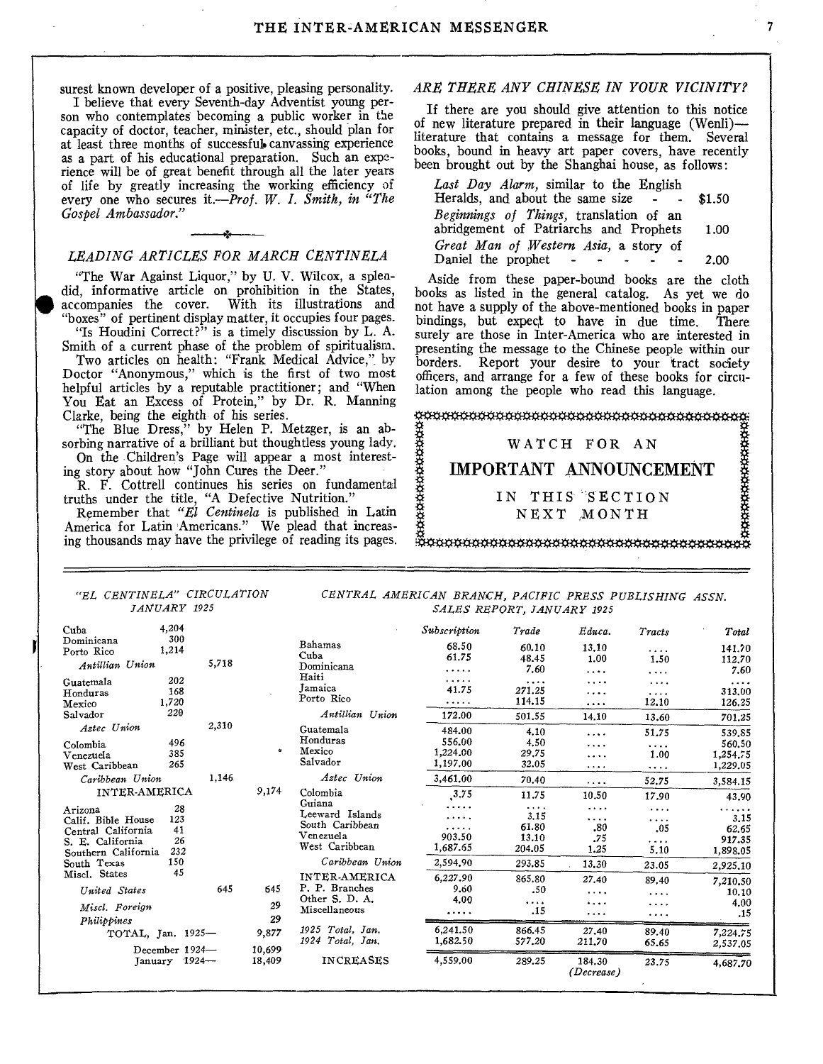surest known developer of a positive, pleasing personality.

I believe that every Seventh-day Adventist young person who contemplates becoming a public worker in the capacity of doctor, teacher, minister, etc., should plan for at least three months of successful canvassing experience as a part of his educational preparation. Such an experience will be of great benefit through all the later years of life by greatly increasing the working efficiency of every one who secures it.—*Prof. W. I. Smith, in "The Gospel Ambassador."*

### *LEADING ARTICLES FOR MARCH CENTINELA*

"The War Against Liquor," by U. V. Wilcox, a splendid, informative article on prohibition in the States, accompanies the cover. With its illustrations and "boxes" of pertinent display matter, it occupies four pages.

"Is Houdini Correct?" is a timely discussion by L. A. Smith of a current phase of the problem of spiritualism.

Two articles on health: "Frank Medical Advice," by Doctor "Anonymous," which is the first of two most helpful articles by a reputable practitioner; and "When You Eat an Excess of Protein," by Dr. R. Manning Clarke, being the eighth of his series.

"The Blue Dress," by Helen P. Metzger, is an absorbing narrative of a brilliant but thoughtless young lady.

On the Children's Page will appear a most interesting story about how "John Cures the Deer."

R. F. Cottrell continues his series on fundamental truths under the title, "A Defective Nutrition."

Remember that *"El Centinela* is published in Latin America for Latin Americans." We plead that increasing thousands may have the privilege of reading its pages.

### *ARE THERE ANY CHINESE IN YOUR VICINITY?*

If there are you should give attention to this notice of new literature prepared in their language (Wenli)—literature that contains a message for them. Several books, bound in heavy art paper covers, have recently been brought out by the Shanghai house, as follows:

| | |
|---|---|
| *Last Day Alarm,* similar to the English Heralds, and about the same size | $1.50 |
| *Beginnings of Things,* translation of an abridgement of Patriarchs and Prophets | 1.00 |
| *Great Man of Western Asia,* a story of Daniel the prophet | 2.00 |

Aside from these paper-bound books are the cloth books as listed in the general catalog. As yet we do not have a supply of the above-mentioned books in paper bindings, but expect to have in due time. There surely are those in Inter-America who are interested in presenting the message to the Chinese people within our borders. Report your desire to your tract society officers, and arrange for a few of these books for circulation among the people who read this language.

**WATCH FOR AN**

**IMPORTANT ANNOUNCEMENT**

**IN THIS SECTION NEXT MONTH**

### *"EL CENTINELA" CIRCULATION JANUARY 1925*

| | | | |
|---|---|---|---|
| Cuba | 4,204 | | |
| Dominicana | 300 | | |
| Porto Rico | 1,214 | | |
| *Antillian Union* | | 5,718 | |
| Guatemala | 202 | | |
| Honduras | 168 | | |
| Mexico | 1,720 | | |
| Salvador | 220 | | |
| *Aztec Union* | | 2,310 | |
| Colombia | 496 | | |
| Venezuela | 385 | | |
| West Caribbean | 265 | | |
| *Caribbean Union* | | 1,146 | |
| INTER-AMERICA | | | 9,174 |
| Arizona | 28 | | |
| Calif. Bible House | 123 | | |
| Central California | 41 | | |
| S. E. California | 26 | | |
| Southern California | 232 | | |
| South Texas | 150 | | |
| Miscl. States | 45 | | |
| *United States* | | 645 | 645 |
| *Miscl. Foreign* | | | 29 |
| *Philippines* | | | 29 |
| TOTAL, Jan. 1925— | | | 9,877 |
| December 1924— | | | 10,699 |
| January 1924— | | | 18,409 |

### *CENTRAL AMERICAN BRANCH, PACIFIC PRESS PUBLISHING ASSN. SALES REPORT, JANUARY 1925*

| | *Subscription* | *Trade* | *Educa.* | *Tracts* | *Total* |
|---|---|---|---|---|---|
| Bahamas | 68.50 | 60.10 | 13.10 | .... | 141.70 |
| Cuba | 61.75 | 48.45 | 1.00 | 1.50 | 112.70 |
| Dominicana | ..... | 7.60 | .... | .... | 7.60 |
| Haiti | ..... | .... | .... | .... | .... |
| Jamaica | 41.75 | 271.25 | .... | .... | 313.00 |
| Porto Rico | ..... | 114.15 | .... | 12.10 | 126.25 |
| *Antillian Union* | 172.00 | 501.55 | 14.10 | 13.60 | 701.25 |
| Guatemala | 484.00 | 4.10 | .... | 51.75 | 539.85 |
| Honduras | 556.00 | 4.50 | .... | .... | 560.50 |
| Mexico | 1,224.00 | 29.75 | .... | 1.00 | 1,254.75 |
| Salvador | 1,197.00 | 32.05 | .... | .... | 1,229.05 |
| *Aztec Union* | 3,461.00 | 70.40 | .... | 52.75 | 3,584.15 |
| Colombia | 3.75 | 11.75 | 10.50 | 17.90 | 43.90 |
| Guiana | ..... | .... | .... | .... | ..... |
| Leeward Islands | ..... | 3.15 | .... | .... | 3.15 |
| South Caribbean | ..... | 61.80 | .80 | .05 | 62.65 |
| Venezuela | 903.50 | 13.10 | .75 | .... | 917.35 |
| West Caribbean | 1,687.65 | 204.05 | 1.25 | 5.10 | 1,898.05 |
| *Caribbean Union* | 2,594.90 | 293.85 | 13.30 | 23.05 | 2,925.10 |
| INTER-AMERICA | 6,227.90 | 865.80 | 27.40 | 89.40 | 7,210.50 |
| P. P. Branches | 9.60 | .50 | .... | .... | 10.10 |
| Other S. D. A. | 4.00 | .... | .... | .... | 4.00 |
| Miscellaneous | ..... | .15 | .... | .... | .15 |
| *1925 Total, Jan.* | 6,241.50 | 866.45 | 27.40 | 89.40 | 7,224.75 |
| *1924 Total, Jan.* | 1,682.50 | 577.20 | 211.70 | 65.65 | 2,537.05 |
| INCREASES | 4,559.00 | 289.25 | 184.30 *(Decrease)* | 23.75 | 4,687.70 |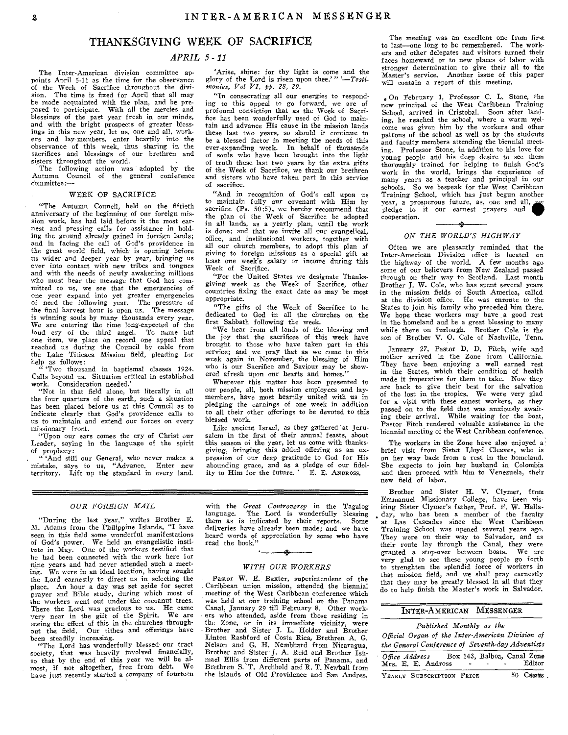# THANKSGIVING WEEK OF SACRIFICE

## *APRIL 5 - 11*

The Inter-American division committee appoints April 5-11 as the time for the observance of the Week of Sacrifice throughout the division. The time is fixed for April that all may be made acquainted with the plan, and be prepared to participate. With all the mercies and blessings of the past year fresh in our minds, and with the bright prospects of greater blessings in this new year, let us, one and all, workers and lay-members, enter heartily into the observance of this week, thus sharing in the sacrifices and blessings of our brethren and sisters throughout the world.

The following action was adopted by the Autumn Council of the general conference committee:—

### WEEK OF SACRIFICE

"The Autumn Council, held on the fiftieth anniversary of the beginning of our foreign mission work, has had laid before it the most earnest and pressing calls for assistance in holding the ground already gained in foreign lands; and in facing the call of God's providence in the great world field, which is opening before us wider and deeper year by year, bringing us ever into contact with new tribes and tongues and with the needs of newly awakening millions who must hear the message that God has committed to us, we see that the emergencies of one year expand into yet greater emergencies of need the following year. The pressure of the final harvest hour is upon us. The message is winning souls by many thousands every year. We are entering the time long-expected of the loud cry of the third angel. To name but one item, we place on record one appeal that reached us during the Council by cable from the Lake Titicaca Mission field, pleading for help as follows:

" 'Two thousand in baptismal classes 1924. Calls beyond us. Situation critical in established work. Consideration needed.'

"Not in that field alone, but literally in all the four quarters of the earth, such a situation has been placed before us at this Council as to indicate clearly that God's providence calls to us to maintain and extend our forces on every missionary front.

"Upon our ears comes the cry of Christ our Leader, saying in the language of the spirit of prophecy:

" 'And still our General, who never makes a mistake, says to us, "Advance. Enter new territory. Lift up the standard in every land. 'Arise, shine: for thy light is come and the glory of the Lord is risen upon thee.' " '—*Testimonies, Vol VI, pp. 28, 29.*

"In consecrating all our energies to responding to this appeal to go forward, we are of profound conviction that as the Week of Sacrifice has been wonderfully used of God to maintain and advance His cause in the mission lands these last two years, so should it continue to be a blessed factor in meeting the needs of this ever-expanding work. In behalf of thousands of souls who have been brought into the light of truth these last two years by the extra gifts of the Week of Sacrifice, we thank our brethren and sisters who have taken part in this service of sacrifice.

"And in recognition of God's call upon us to maintain fully our covenant with Him by sacrifice (Ps. 50:5), we hereby recommend that the plan of the Week of Sacrifice be adopted in all lands, as a yearly plan, until the work is done; and that we invite all our evangelical, office, and institutional workers, together with all our church members, to adopt this plan of giving to foreign missions as a special gift at least one week's salary or income during this Week of Sacrifice.

"For the United States we designate Thanksgiving week as the Week of Sacrifice, other countries fixing the exact date as may be most appropriate.

"The gifts of the Week of Sacrifice to be dedicated to God in all the churches on the first Sabbath following the week.

"We hear from all lands of the blessing and the joy that the sacrifices of this week have brought to those who have taken part in this service; and we pray that as we come to this week again in November, the blessing of Him who is our Sacrifice and Saviour may be showered afresh upon our hearts and homes."

Wherever this matter has been presented to our people, all, both mission employees and lay-members, have most heartily united with us in pledging the earnings of one week in addition to all their other offerings to be devoted to this blessed work.

Like ancient Israel, as they gathered at Jerusalem in the first of their annual feasts, about this season of the year, let us come with thanksgiving, bringing this added offering as an expression of our deep gratitude to God for His abounding grace, and as a pledge of our fidelity to Him for the future. E. E. ANDROSS.

The meeting was an excellent one from first to last—one long to be remembered. The workers and other delegates and visitors turned their faces homeward or to new places of labor with stronger determination to give their all to the Master's service. Another issue of this paper will contain a report of this meeting.

On February 1, Professor C. L. Stone, the new principal of the West Caribbean Training School, arrived in Cristobal. Soon after landing, he reached the school, where a warm welcome was given him by the workers and other patrons of the school as well as by the students and faculty members attending the biennial meeting. Professor Stone, in addition to his love for young people and his deep desire to see them thoroughly trained for helping to finish God's work in the world, brings the experience of many years as a teacher and principal in our schools. So we bespeak for the West Caribbean Training School, which has just begun another year, a prosperous future, as, one and all, we pledge to it our earnest prayers and cooperation.

### *ON THE WORLD'S HIGHWAY*

Often we are pleasantly reminded that the Inter-American Division office is located on the highway of the world. A few months ago some of our believers from New Zealand passed through on their way to Scotland. Last month Brother J. W. Cole, who has spent several years in the mission fields of South America, called at the division office. He was enroute to the States to join his family who preceded him there. We hope these workers may have a good rest in the homeland and be a great blessing to many while there on furlough. Brother Cole is the son of Brother V. O. Cole of Nashville, Tenn.

January 27, Pastor D. D. Fitch, wife and mother arrived in the Zone from California. They have been enjoying a well earned rest in the States, which their condition of health made it imperative for them to take. Now they are back to give their best for the salvation of the lost in the tropics. We were very glad for a visit with these earnest workers, as they passed on to the field that was anxiously awaiting their arrival. While waiting for the boat, Pastor Fitch rendered valuable assistance in the biennial meeting of the West Caribbean conference.

The workers in the Zone have also enjoyed a brief visit from Sister Lloyd Cleaves, who is on her way back from a rest in the homeland. She expects to join her husband in Colombia and then proceed with him to Venezuela, their new field of labor.

Brother and Sister H. V. Clymer, from Emmanuel Missionary College, have been visiting Sister Clymer's father, Prof. F. W. Halladay, who has been a member of the faculty at Las Cascadas since the West Caribbean Training School was opened several years ago. They were on their way to Salvador, and as their route lay through the Canal, they were granted a stop-over between boats. We are very glad to see these young people go forth to strenghten the splendid force of workers in that mission field, and we shall pray earnestly that they may be greatly blessed in all that they do to help finish the Master's work in Salvador.

### *OUR FOREIGN MAIL*

"During the last year," writes Brother E. M. Adams from the Philippine Islands, "I have seen in this field some wonderful manifestations of God's power. We held an evangelistic institute in May. One of the workers testified that he had been connected with the work here for nine years and had never attended such a meeting. We were in an ideal location, having sought the Lord earnestly to direct us in selecting the place. An hour a day was set aside for secret prayer and Bible study, during which most of the workers went out under the cocoanut trees. There the Lord was gracious to us. He came very near in the gift of the Spirit. We are seeing the effect of this in the churches throughout the field. Our tithes and offerings have been steadily increasing.

"The Lord has wonderfully blessed our tract society, that was heavily involved financially, so that by the end of this year we will be almost, if not altogether, free from debt. We have just recently started a company of fourteen with the *Great Controversy* in the Tagalog language. The Lord is wonderfully blessing them as is indicated by their reports. Some deliveries have already been made; and we have heard words of appreciation by some who have read the book."

### *WITH OUR WORKERS*

Pastor W. E. Baxter, superintendent of the Caribbean union mission, attended the biennial meeting of the West Caribbean conference which was held at our training school on the Panama Canal, January 29 till February 8. Other workers who attended, aside from those residing in the Zone, or in its immediate vicinity, were Brother and Sister J. L. Holder and Brother Linton Rashford of Costa Rica, Brethren A. G. Nelson and G. H. Nembhard from Nicaragua, Brother and Sister J. A. Reid and Brother Ishmael Ellis from different parts of Panama, and Brethren S. T. Archbold and R. T. Newball from the islands of Old Providence and San Andres.

---

INTER-AMERICAN MESSENGER

*Published Monthly as the Official Organ of the Inter-American Division of the General Conference of Seventh-day Adventists*

*Office Address* Box 143, Balboa, Canal Zone
Mrs. E. E. Andross - - - Editor

YEARLY SUBSCRIPTION PRICE 50 CENTS